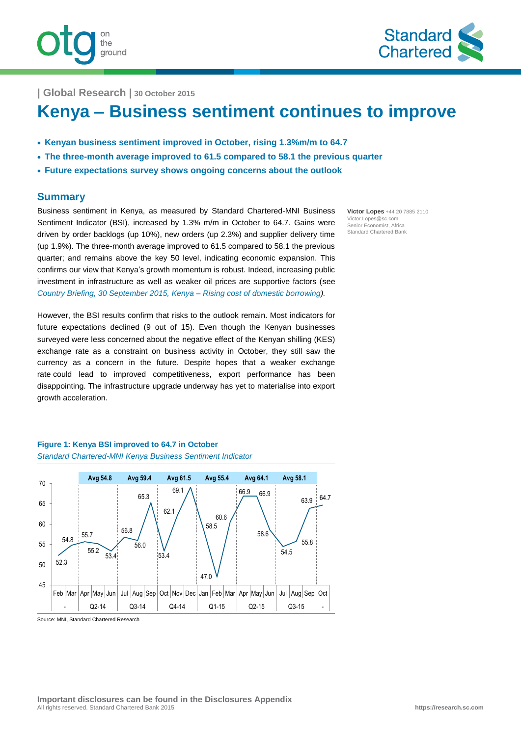| Global Research | 30 October 2015

# Kenya – Business sentiment continues to improve

- **Kenyan business sentiment improved in October, rising 1.3%m/m to 64.7**
- **The three-month average improved to 61.5 compared to 58.1 the previous quarter**
- **Future expectations survey shows ongoing concerns about the outlook**

## Summary

**Victor Lopes** +44 20 7885 2110
Victor.Lopes@sc.com
Senior Economist, Africa
Standard Chartered Bank

Business sentiment in Kenya, as measured by Standard Chartered-MNI Business Sentiment Indicator (BSI), increased by 1.3% m/m in October to 64.7. Gains were driven by order backlogs (up 10%), new orders (up 2.3%) and supplier delivery time (up 1.9%). The three-month average improved to 61.5 compared to 58.1 the previous quarter; and remains above the key 50 level, indicating economic expansion. This confirms our view that Kenya's growth momentum is robust. Indeed, increasing public investment in infrastructure as well as weaker oil prices are supportive factors (see *Country Briefing, 30 September 2015, Kenya – Rising cost of domestic borrowing).*

However, the BSI results confirm that risks to the outlook remain. Most indicators for future expectations declined (9 out of 15). Even though the Kenyan businesses surveyed were less concerned about the negative effect of the Kenyan shilling (KES) exchange rate as a constraint on business activity in October, they still saw the currency as a concern in the future. Despite hopes that a weaker exchange rate could lead to improved competitiveness, export performance has been disappointing. The infrastructure upgrade underway has yet to materialise into export growth acceleration.

**Figure 1: Kenya BSI improved to 64.7 in October**
*Standard Chartered-MNI Kenya Business Sentiment Indicator*

| Quarter | - | | Q2-14 | | | Q3-14 | | | Q4-14 | | | Q1-15 | | | Q2-15 | | | Q3-15 | | | - |
|---|---|---|---|---|---|---|---|---|---|---|---|---|---|---|---|---|---|---|---|---|---|
| Quarter avg | | | Avg 54.8 | | | Avg 59.4 | | | Avg 61.5 | | | Avg 55.4 | | | Avg 64.1 | | | Avg 58.1 | | | |
| Month | Feb | Mar | Apr | May | Jun | Jul | Aug | Sep | Oct | Nov | Dec | Jan | Feb | Mar | Apr | May | Jun | Jul | Aug | Sep | Oct |
| BSI | 52.3 | 54.8 | 55.7 | 55.2 | 53.4 | 56.8 | 56.0 | 65.3 | 53.4 | 62.1 | 69.1 | 58.5 | 47.0 | 60.6 | 66.9 | 66.9 | 58.6 | 54.5 | 55.8 | 63.9 | 64.7 |

Source: MNI, Standard Chartered Research

**Important disclosures can be found in the Disclosures Appendix**
All rights reserved. Standard Chartered Bank 2015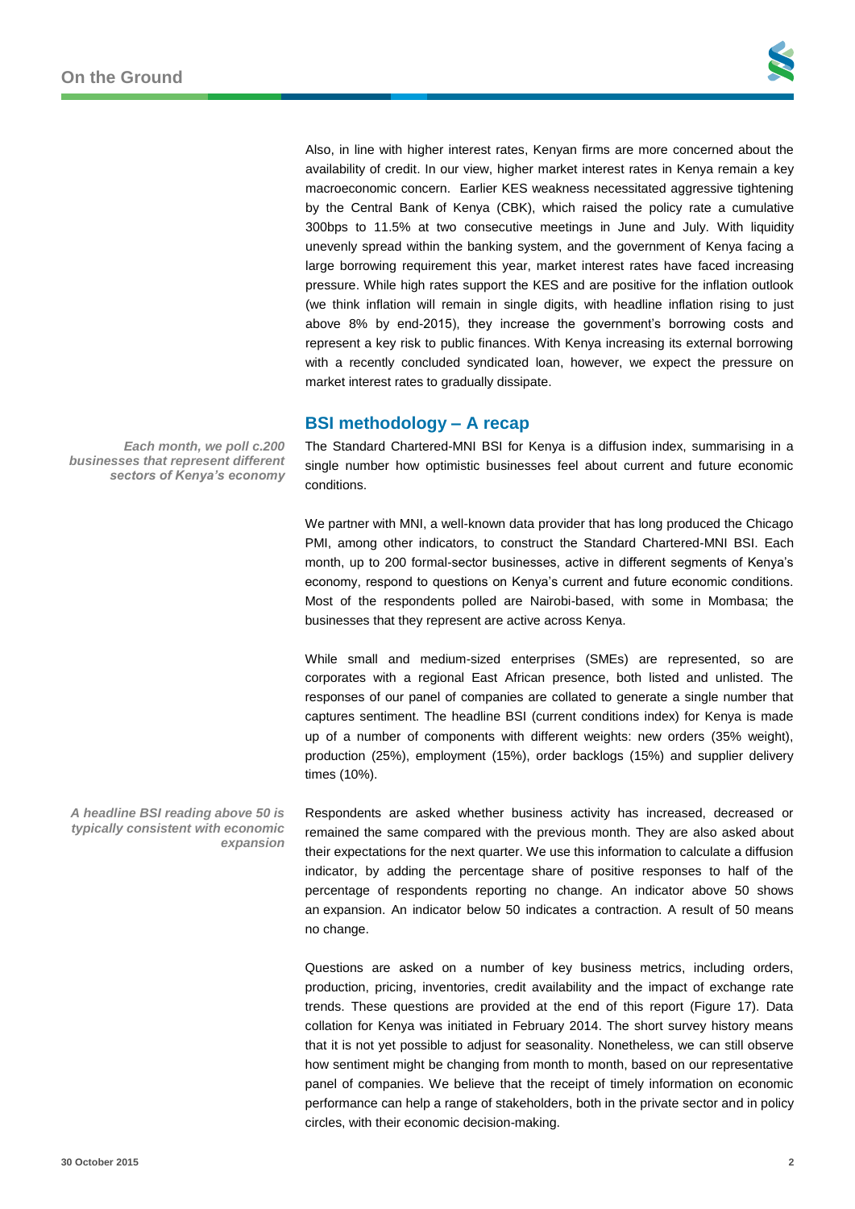Also, in line with higher interest rates, Kenyan firms are more concerned about the availability of credit. In our view, higher market interest rates in Kenya remain a key macroeconomic concern. Earlier KES weakness necessitated aggressive tightening by the Central Bank of Kenya (CBK), which raised the policy rate a cumulative 300bps to 11.5% at two consecutive meetings in June and July. With liquidity unevenly spread within the banking system, and the government of Kenya facing a large borrowing requirement this year, market interest rates have faced increasing pressure. While high rates support the KES and are positive for the inflation outlook (we think inflation will remain in single digits, with headline inflation rising to just above 8% by end-2015), they increase the government's borrowing costs and represent a key risk to public finances. With Kenya increasing its external borrowing with a recently concluded syndicated loan, however, we expect the pressure on market interest rates to gradually dissipate.

## BSI methodology – A recap

***Each month, we poll c.200 businesses that represent different sectors of Kenya's economy***

The Standard Chartered-MNI BSI for Kenya is a diffusion index, summarising in a single number how optimistic businesses feel about current and future economic conditions.

We partner with MNI, a well-known data provider that has long produced the Chicago PMI, among other indicators, to construct the Standard Chartered-MNI BSI. Each month, up to 200 formal-sector businesses, active in different segments of Kenya's economy, respond to questions on Kenya's current and future economic conditions. Most of the respondents polled are Nairobi-based, with some in Mombasa; the businesses that they represent are active across Kenya.

While small and medium-sized enterprises (SMEs) are represented, so are corporates with a regional East African presence, both listed and unlisted. The responses of our panel of companies are collated to generate a single number that captures sentiment. The headline BSI (current conditions index) for Kenya is made up of a number of components with different weights: new orders (35% weight), production (25%), employment (15%), order backlogs (15%) and supplier delivery times (10%).

***A headline BSI reading above 50 is typically consistent with economic expansion***

Respondents are asked whether business activity has increased, decreased or remained the same compared with the previous month. They are also asked about their expectations for the next quarter. We use this information to calculate a diffusion indicator, by adding the percentage share of positive responses to half of the percentage of respondents reporting no change. An indicator above 50 shows an expansion. An indicator below 50 indicates a contraction. A result of 50 means no change.

Questions are asked on a number of key business metrics, including orders, production, pricing, inventories, credit availability and the impact of exchange rate trends. These questions are provided at the end of this report (Figure 17). Data collation for Kenya was initiated in February 2014. The short survey history means that it is not yet possible to adjust for seasonality. Nonetheless, we can still observe how sentiment might be changing from month to month, based on our representative panel of companies. We believe that the receipt of timely information on economic performance can help a range of stakeholders, both in the private sector and in policy circles, with their economic decision-making.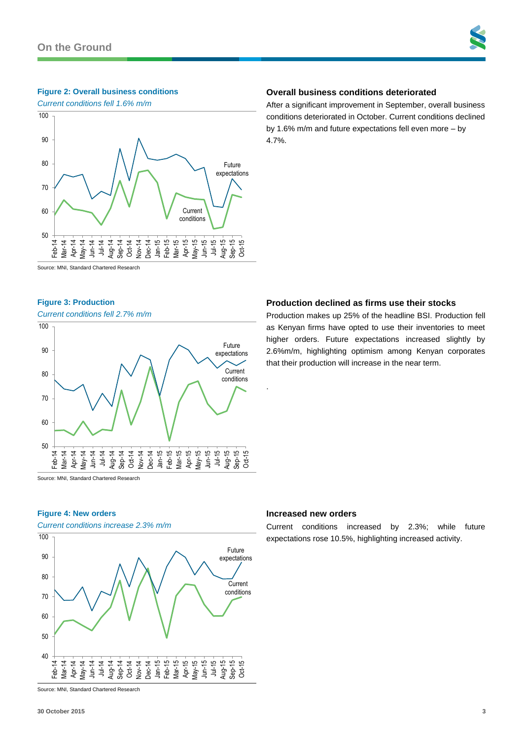**Figure 2: Overall business conditions**

*Current conditions fell 1.6% m/m*

Source: MNI, Standard Chartered Research

## Overall business conditions deteriorated

After a significant improvement in September, overall business conditions deteriorated in October. Current conditions declined by 1.6% m/m and future expectations fell even more – by 4.7%.

**Figure 3: Production**

*Current conditions fell 2.7% m/m*

Source: MNI, Standard Chartered Research

## Production declined as firms use their stocks

Production makes up 25% of the headline BSI. Production fell as Kenyan firms have opted to use their inventories to meet higher orders. Future expectations increased slightly by 2.6%m/m, highlighting optimism among Kenyan corporates that their production will increase in the near term.

.

**Figure 4: New orders**

*Current conditions increase 2.3% m/m*

Source: MNI, Standard Chartered Research

## Increased new orders

Current conditions increased by 2.3%; while future expectations rose 10.5%, highlighting increased activity.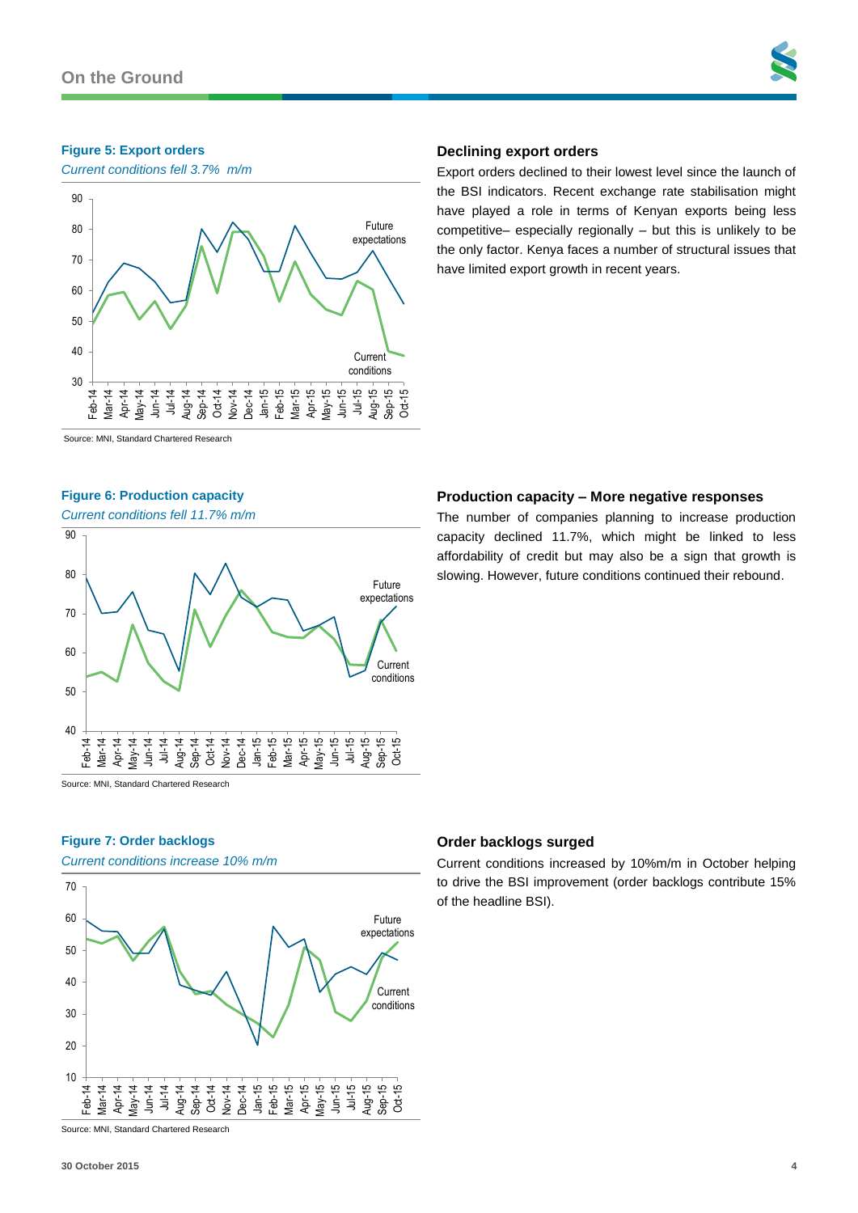**Figure 5: Export orders**

*Current conditions fell 3.7% m/m*

Source: MNI, Standard Chartered Research

### Declining export orders

Export orders declined to their lowest level since the launch of the BSI indicators. Recent exchange rate stabilisation might have played a role in terms of Kenyan exports being less competitive– especially regionally – but this is unlikely to be the only factor. Kenya faces a number of structural issues that have limited export growth in recent years.

**Figure 6: Production capacity**

*Current conditions fell 11.7% m/m*

Source: MNI, Standard Chartered Research

### Production capacity – More negative responses

The number of companies planning to increase production capacity declined 11.7%, which might be linked to less affordability of credit but may also be a sign that growth is slowing. However, future conditions continued their rebound.

**Figure 7: Order backlogs**

*Current conditions increase 10% m/m*

Source: MNI, Standard Chartered Research

### Order backlogs surged

Current conditions increased by 10%m/m in October helping to drive the BSI improvement (order backlogs contribute 15% of the headline BSI).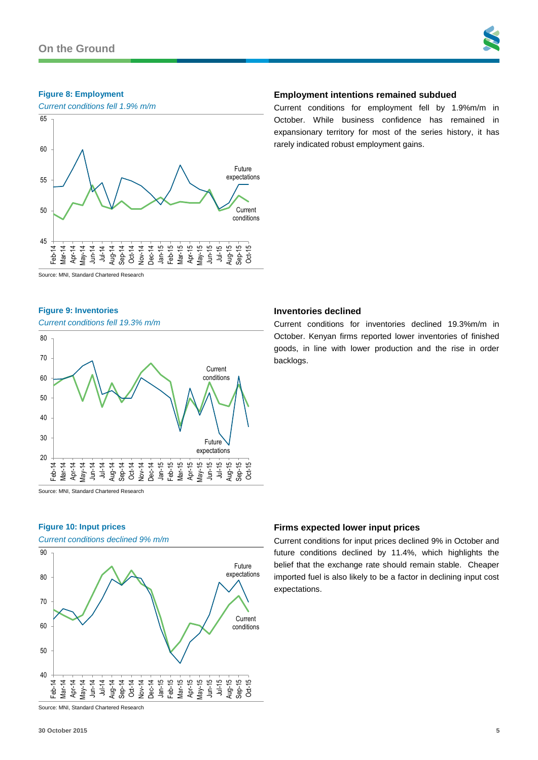**Figure 8: Employment**

*Current conditions fell 1.9% m/m*

Source: MNI, Standard Chartered Research

## Employment intentions remained subdued

Current conditions for employment fell by 1.9%m/m in October. While business confidence has remained in expansionary territory for most of the series history, it has rarely indicated robust employment gains.

**Figure 9: Inventories**

*Current conditions fell 19.3% m/m*

Source: MNI, Standard Chartered Research

## Inventories declined

Current conditions for inventories declined 19.3%m/m in October. Kenyan firms reported lower inventories of finished goods, in line with lower production and the rise in order backlogs.

**Figure 10: Input prices**

*Current conditions declined 9% m/m*

Source: MNI, Standard Chartered Research

## Firms expected lower input prices

Current conditions for input prices declined 9% in October and future conditions declined by 11.4%, which highlights the belief that the exchange rate should remain stable. Cheaper imported fuel is also likely to be a factor in declining input cost expectations.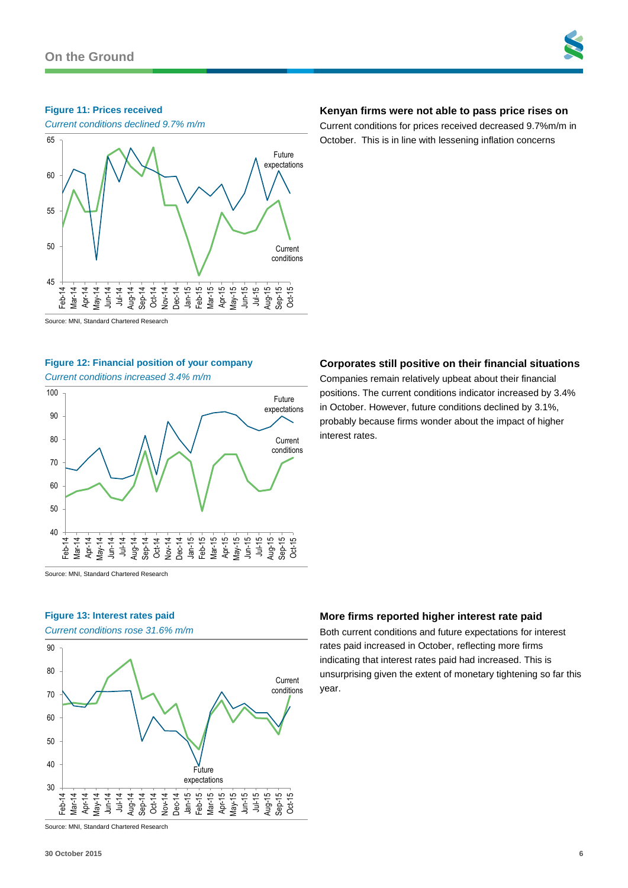**Figure 11: Prices received**

*Current conditions declined 9.7% m/m*

Source: MNI, Standard Chartered Research

## Kenyan firms were not able to pass price rises on

Current conditions for prices received decreased 9.7%m/m in October. This is in line with lessening inflation concerns

**Figure 12: Financial position of your company**

*Current conditions increased 3.4% m/m*

Source: MNI, Standard Chartered Research

## Corporates still positive on their financial situations

Companies remain relatively upbeat about their financial positions. The current conditions indicator increased by 3.4% in October. However, future conditions declined by 3.1%, probably because firms wonder about the impact of higher interest rates.

**Figure 13: Interest rates paid**

*Current conditions rose 31.6% m/m*

Source: MNI, Standard Chartered Research

## More firms reported higher interest rate paid

Both current conditions and future expectations for interest rates paid increased in October, reflecting more firms indicating that interest rates paid had increased. This is unsurprising given the extent of monetary tightening so far this year.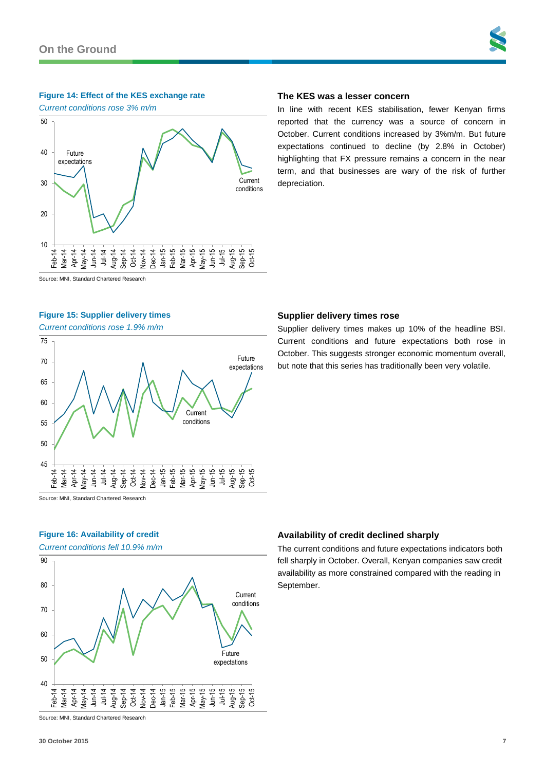**Figure 14: Effect of the KES exchange rate**

*Current conditions rose 3% m/m*

Source: MNI, Standard Chartered Research

## The KES was a lesser concern

In line with recent KES stabilisation, fewer Kenyan firms reported that the currency was a source of concern in October. Current conditions increased by 3%m/m. But future expectations continued to decline (by 2.8% in October) highlighting that FX pressure remains a concern in the near term, and that businesses are wary of the risk of further depreciation.

**Figure 15: Supplier delivery times**

*Current conditions rose 1.9% m/m*

Source: MNI, Standard Chartered Research

## Supplier delivery times rose

Supplier delivery times makes up 10% of the headline BSI. Current conditions and future expectations both rose in October. This suggests stronger economic momentum overall, but note that this series has traditionally been very volatile.

**Figure 16: Availability of credit**

*Current conditions fell 10.9% m/m*

Source: MNI, Standard Chartered Research

## Availability of credit declined sharply

The current conditions and future expectations indicators both fell sharply in October. Overall, Kenyan companies saw credit availability as more constrained compared with the reading in September.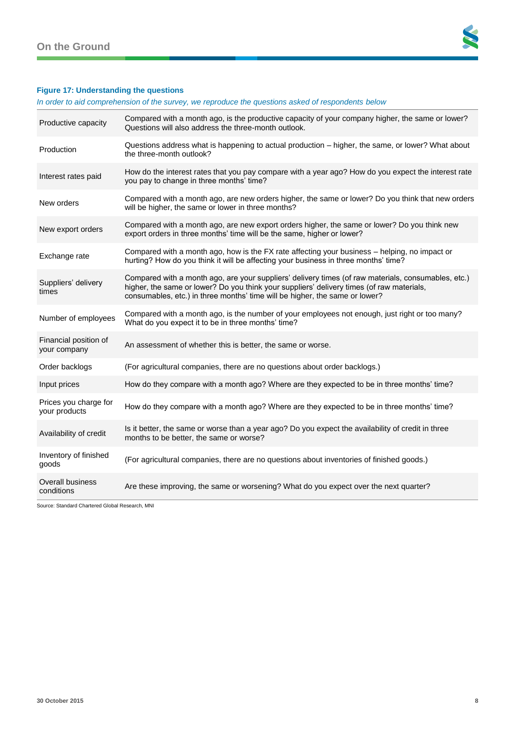**Figure 17: Understanding the questions**

*In order to aid comprehension of the survey, we reproduce the questions asked of respondents below*

| | |
|---|---|
| Productive capacity | Compared with a month ago, is the productive capacity of your company higher, the same or lower? Questions will also address the three-month outlook. |
| Production | Questions address what is happening to actual production – higher, the same, or lower? What about the three-month outlook? |
| Interest rates paid | How do the interest rates that you pay compare with a year ago? How do you expect the interest rate you pay to change in three months' time? |
| New orders | Compared with a month ago, are new orders higher, the same or lower? Do you think that new orders will be higher, the same or lower in three months? |
| New export orders | Compared with a month ago, are new export orders higher, the same or lower? Do you think new export orders in three months' time will be the same, higher or lower? |
| Exchange rate | Compared with a month ago, how is the FX rate affecting your business – helping, no impact or hurting? How do you think it will be affecting your business in three months' time? |
| Suppliers' delivery times | Compared with a month ago, are your suppliers' delivery times (of raw materials, consumables, etc.) higher, the same or lower? Do you think your suppliers' delivery times (of raw materials, consumables, etc.) in three months' time will be higher, the same or lower? |
| Number of employees | Compared with a month ago, is the number of your employees not enough, just right or too many? What do you expect it to be in three months' time? |
| Financial position of your company | An assessment of whether this is better, the same or worse. |
| Order backlogs | (For agricultural companies, there are no questions about order backlogs.) |
| Input prices | How do they compare with a month ago? Where are they expected to be in three months' time? |
| Prices you charge for your products | How do they compare with a month ago? Where are they expected to be in three months' time? |
| Availability of credit | Is it better, the same or worse than a year ago? Do you expect the availability of credit in three months to be better, the same or worse? |
| Inventory of finished goods | (For agricultural companies, there are no questions about inventories of finished goods.) |
| Overall business conditions | Are these improving, the same or worsening? What do you expect over the next quarter? |

Source: Standard Chartered Global Research, MNI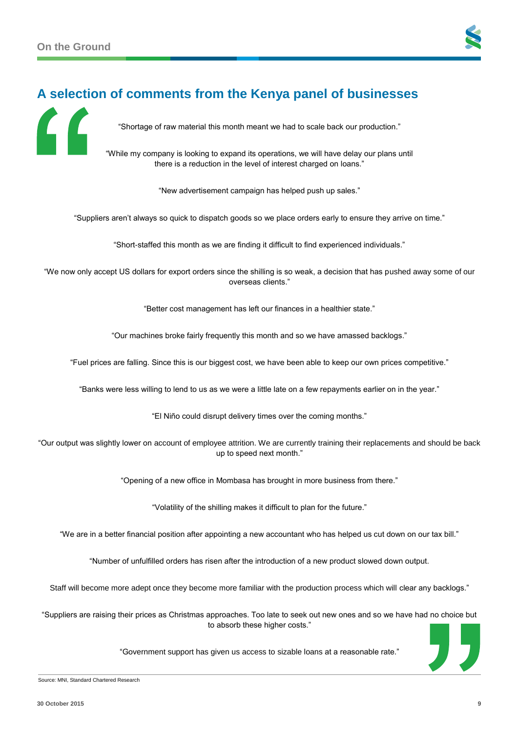## A selection of comments from the Kenya panel of businesses

"Shortage of raw material this month meant we had to scale back our production."

"While my company is looking to expand its operations, we will have delay our plans until there is a reduction in the level of interest charged on loans."

"New advertisement campaign has helped push up sales."

"Suppliers aren't always so quick to dispatch goods so we place orders early to ensure they arrive on time."

"Short-staffed this month as we are finding it difficult to find experienced individuals."

"We now only accept US dollars for export orders since the shilling is so weak, a decision that has pushed away some of our overseas clients."

"Better cost management has left our finances in a healthier state."

"Our machines broke fairly frequently this month and so we have amassed backlogs."

"Fuel prices are falling. Since this is our biggest cost, we have been able to keep our own prices competitive."

"Banks were less willing to lend to us as we were a little late on a few repayments earlier on in the year."

"El Niño could disrupt delivery times over the coming months."

"Our output was slightly lower on account of employee attrition. We are currently training their replacements and should be back up to speed next month."

"Opening of a new office in Mombasa has brought in more business from there."

"Volatility of the shilling makes it difficult to plan for the future."

"We are in a better financial position after appointing a new accountant who has helped us cut down on our tax bill."

"Number of unfulfilled orders has risen after the introduction of a new product slowed down output.

Staff will become more adept once they become more familiar with the production process which will clear any backlogs."

"Suppliers are raising their prices as Christmas approaches. Too late to seek out new ones and so we have had no choice but to absorb these higher costs."

"Government support has given us access to sizable loans at a reasonable rate."

Source: MNI, Standard Chartered Research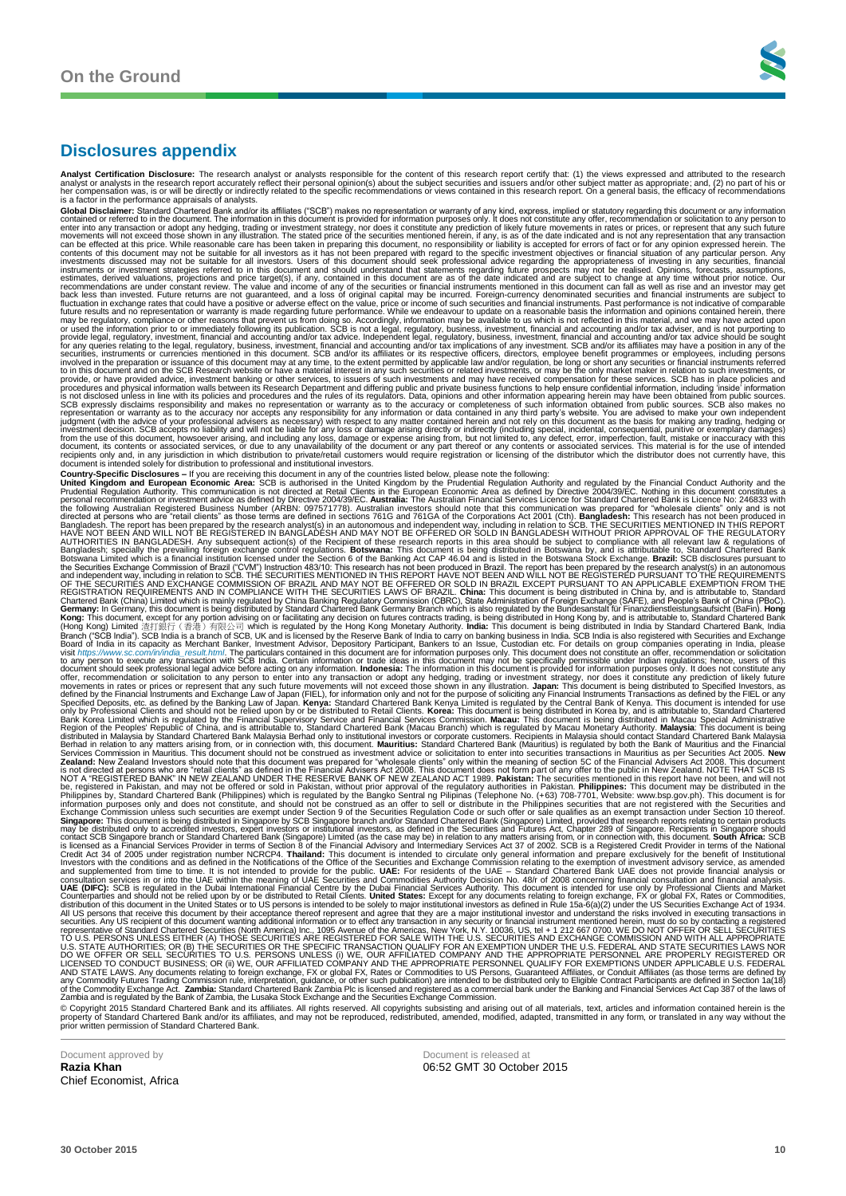## Disclosures appendix

**Analyst Certification Disclosure:** The research analyst or analysts responsible for the content of this research report certify that: (1) the views expressed and attributed to the research analyst or analysts in the research report accurately reflect their personal opinion(s) about the subject securities and issuers and/or other subject matter as appropriate; and, (2) no part of his or her compensation was, is or will be directly or indirectly related to the specific recommendations or views contained in this research report. On a general basis, the efficacy of recommendations is a factor in the performance appraisals of analysts.

**Global Disclaimer:** Standard Chartered Bank and/or its affiliates ("SCB") makes no representation or warranty of any kind, express, implied or statutory regarding this document or any information contained or referred to in the document. The information in this document is provided for information purposes only. It does not constitute any offer, recommendation or solicitation to any person to enter into any transaction or adopt any hedging, trading or investment strategy, nor does it constitute any prediction of likely future movements in rates or prices, or represent that any such future movements will not exceed those shown in any illustration. The stated price of the securities mentioned herein, if any, is as of the date indicated and is not any representation that any transaction can be effected at this price. While reasonable care has been taken in preparing this document, no responsibility or liability is accepted for errors of fact or for any opinion expressed herein. The contents of this document may not be suitable for all investors as it has not been prepared with regard to the specific investment objectives or financial situation of any particular person. Any investments discussed may not be suitable for all investors. Users of this document should seek professional advice regarding the appropriateness of investing in any securities, financial instruments or investment strategies referred to in this document and should understand that statements regarding future prospects may not be realised. Opinions, forecasts, assumptions, estimates, derived valuations, projections and price target(s), if any, contained in this document are as of the date indicated and are subject to change at any time without prior notice. Our recommendations are under constant review. The value and income of any of the securities or financial instruments mentioned in this document can fall as well as rise and an investor may get back less than invested. Future returns are not guaranteed, and a loss of original capital may be incurred. Foreign-currency denominated securities and financial instruments are subject to fluctuation in exchange rates that could have a positive or adverse effect on the value, price or income of such securities and financial instruments. Past performance is not indicative of comparable future results and no representation or warranty is made regarding future performance. While we endeavour to update on a reasonable basis the information and opinions contained herein, there may be regulatory, compliance or other reasons that prevent us from doing so. Accordingly, information may be available to us which is not reflected in this material, and we may have acted upon or used the information prior to or immediately following its publication. SCB is not a legal, regulatory, business, investment, financial and accounting and/or tax adviser, and is not purporting to provide legal, regulatory, investment, financial and accounting and/or tax advice. Independent legal, regulatory, business, investment, financial and accounting and/or tax advice should be sought for any queries relating to the legal, regulatory, business, investment, financial and accounting and/or tax implications of any investment. SCB and/or its affiliates may have a position in any of the securities, instruments or currencies mentioned in this document. SCB and/or its affiliates or its respective officers, directors, employee benefit programmes or employees, including persons involved in the preparation or issuance of this document may at any time, to the extent permitted by applicable law and/or regulation, be long or short any securities or financial instruments referred to in this document and on the SCB Research website or have a material interest in any such securities or related investments, or may be the only market maker in relation to such investments, or provide, or have provided advice, investment banking or other services, to issuers of such investments and may have received compensation for these services. SCB has in place policies and procedures and physical information walls between its Research Department and differing public and private business functions to help ensure confidential information, including 'inside' information is not disclosed unless in line with its policies and procedures and the rules of its regulators. Data, opinions and other information appearing herein may have been obtained from public sources. SCB expressly disclaims responsibility and makes no representation or warranty as to the accuracy or completeness of such information obtained from public sources. SCB also makes no representation or warranty as to the accuracy nor accepts any responsibility for any information or data contained in any third party's website. You are advised to make your own independent judgment (with the advice of your professional advisers as necessary) with respect to any matter contained herein and not rely on this document as the basis for making any trading, hedging or investment decision. SCB accepts no liability and will not be liable for any loss or damage arising directly or indirectly (including special, incidental, consequential, punitive or exemplary damages) from the use of this document, howsoever arising, and including any loss, damage or expense arising from, but not limited to, any defect, error, imperfection, fault, mistake or inaccuracy with this document, its contents or associated services, or due to any unavailability of the document or any part thereof or any contents or associated services. This material is for the use of intended recipients only and, in any jurisdiction in which distribution to private/retail customers would require registration or licensing of the distributor which the distributor does not currently have, this document is intended solely for distribution to professional and institutional investors.

**Country-Specific Disclosures –** If you are receiving this document in any of the countries listed below, please note the following:

**United Kingdom and European Economic Area:** SCB is authorised in the United Kingdom by the Prudential Regulation Authority and regulated by the Financial Conduct Authority and the Prudential Regulation Authority. This communication is not directed at Retail Clients in the European Economic Area as defined by Directive 2004/39/EC. Nothing in this document constitutes a personal recommendation or investment advice as defined by Directive 2004/39/EC. **Australia:** The Australian Financial Services Licence for Standard Chartered Bank is Licence No: 246833 with the following Australian Registered Business Number (ARBN: 097571778). Australian investors should note that this communication was prepared for "wholesale clients" only and is not directed at persons who are "retail clients" as those terms are defined in sections 761G and 761GA of the Corporations Act 2001 (Cth). **Bangladesh:** This research has not been produced in Bangladesh. The report has been prepared by the research analyst(s) in an autonomous and independent way, including in relation to SCB. THE SECURITIES MENTIONED IN THIS REPORT HAVE NOT BEEN AND WILL NOT BE REGISTERED IN BANGLADESH AND MAY NOT BE OFFERED OR SOLD IN BANGLADESH WITHOUT PRIOR APPROVAL OF THE REGULATORY AUTHORITIES IN BANGLADESH. Any subsequent action(s) of the Recipient of these research reports in this area should be subject to compliance with all relevant law & regulations of Bangladesh; specially the prevailing foreign exchange control regulations. **Botswana:** This document is being distributed in Botswana by, and is attributable to, Standard Chartered Bank Botswana Limited which is a financial institution licensed under the Section 6 of the Banking Act CAP 46.04 and is listed in the Botswana Stock Exchange. **Brazil:** SCB disclosures pursuant to the Securities Exchange Commission of Brazil ("CVM") Instruction 483/10: This research has not been produced in Brazil. The report has been prepared by the research analyst(s) in an autonomous and independent way, including in relation to SCB. THE SECURITIES MENTIONED IN THIS REPORT HAVE NOT BEEN AND WILL NOT BE REGISTERED PURSUANT TO THE REQUIREMENTS OF THE SECURITIES AND EXCHANGE COMMISSION OF BRAZIL AND MAY NOT BE OFFERED OR SOLD IN BRAZIL EXCEPT PURSUANT TO AN APPLICABLE EXEMPTION FROM THE REGISTRATION REQUIREMENTS AND IN COMPLIANCE WITH THE SECURITIES LAWS OF BRAZIL. **China:** This document is being distributed in China by, and is attributable to, Standard Chartered Bank (China) Limited which is mainly regulated by China Banking Regulatory Commission (CBRC), State Administration of Foreign Exchange (SAFE), and People's Bank of China (PBoC). **Germany:** In Germany, this document is being distributed by Standard Chartered Bank Germany Branch which is also regulated by the Bundesanstalt für Finanzdienstleistungsaufsicht (BaFin). **Hong Kong:** This document, except for any portion advising on or facilitating any decision on futures contracts trading, is being distributed in Hong Kong by, and is attributable to, Standard Chartered Bank (Hong Kong) Limited 渣打銀行（香港）有限公司 which is regulated by the Hong Kong Monetary Authority. **India:** This document is being distributed in India by Standard Chartered Bank, India Branch ("SCB India"). SCB India is a branch of SCB, UK and is licensed by the Reserve Bank of India to carry on banking business in India. SCB India is also registered with Securities and Exchange Board of India in its capacity as Merchant Banker, Investment Advisor, Depository Participant, Bankers to an Issue, Custodian etc. For details on group companies operating in India, please visit *https://www.sc.com/in/india_result.html*. The particulars contained in this document are for information purposes only. This document does not constitute an offer, recommendation or solicitation to any person to execute any transaction with SCB India. Certain information or trade ideas in this document may not be specifically permissible under Indian regulations; hence, users of this document should seek professional legal advice before acting on any information. **Indonesia:** The information in this document is provided for information purposes only. It does not constitute any offer, recommendation or solicitation to any person to enter into any transaction or adopt any hedging, trading or investment strategy, nor does it constitute any prediction of likely future movements in rates or prices or represent that any such future movements will not exceed those shown in any illustration. **Japan:** This document is being distributed to Specified Investors, as defined by the Financial Instruments and Exchange Law of Japan (FIEL), for information only and not for the purpose of soliciting any Financial Instruments Transactions as defined by the FIEL or any Specified Deposits, etc. as defined by the Banking Law of Japan. **Kenya:** Standard Chartered Bank Kenya Limited is regulated by the Central Bank of Kenya. This document is intended for use only by Professional Clients and should not be relied upon by or be distributed to Retail Clients. **Korea:** This document is being distributed in Korea by, and is attributable to, Standard Chartered Bank Korea Limited which is regulated by the Financial Supervisory Service and Financial Services Commission. **Macau:** This document is being distributed in Macau Special Administrative Region of the Peoples' Republic of China, and is attributable to, Standard Chartered Bank (Macau Branch) which is regulated by Macau Monetary Authority. **Malaysia**: This document is being distributed in Malaysia by Standard Chartered Bank Malaysia Berhad only to institutional investors or corporate customers. Recipients in Malaysia should contact Standard Chartered Bank Malaysia Berhad in relation to any matters arising from, or in connection with, this document. **Mauritius:** Standard Chartered Bank (Mauritius) is regulated by both the Bank of Mauritius and the Financial Services Commission in Mauritius. This document should not be construed as investment advice or solicitation to enter into securities transactions in Mauritius as per Securities Act 2005. **New Zealand:** New Zealand Investors should note that this document was prepared for "wholesale clients" only within the meaning of section 5C of the Financial Advisers Act 2008. This document is not directed at persons who are "retail clients" as defined in the Financial Advisers Act 2008. This document does not form part of any offer to the public in New Zealand. NOTE THAT SCB IS NOT A "REGISTERED BANK" IN NEW ZEALAND UNDER THE RESERVE BANK OF NEW ZEALAND ACT 1989. **Pakistan:** The securities mentioned in this report have not been, and will not be, registered in Pakistan, and may not be offered or sold in Pakistan, without prior approval of the regulatory authorities in Pakistan. **Philippines:** This document may be distributed in the Philippines by, Standard Chartered Bank (Philippines) which is regulated by the Bangko Sentral ng Pilipinas (Telephone No. (+63) 708-7701, Website: www.bsp.gov.ph). This document is for information purposes only and does not constitute, and should not be construed as an offer to sell or distribute in the Philippines securities that are not registered with the Securities and Exchange Commission unless such securities are exempt under Section 9 of the Securities Regulation Code or such offer or sale qualifies as an exempt transaction under Section 10 thereof. **Singapore:** This document is being distributed in Singapore by SCB Singapore branch and/or Standard Chartered Bank (Singapore) Limited, provided that research reports relating to certain products may be distributed only to accredited investors, expert investors or institutional investors, as defined in the Securities and Futures Act, Chapter 289 of Singapore. Recipients in Singapore should contact SCB Singapore branch or Standard Chartered Bank (Singapore) Limited (as the case may be) in relation to any matters arising from, or in connection with, this document. **South Africa:** SCB is licensed as a Financial Services Provider in terms of Section 8 of the Financial Advisory and Intermediary Services Act 37 of 2002. SCB is a Registered Credit Provider in terms of the National Credit Act 34 of 2005 under registration number NCRCP4. **Thailand:** This document is intended to circulate only general information and prepare exclusively for the benefit of Institutional Investors with the conditions and as defined in the Notifications of the Office of the Securities and Exchange Commission relating to the exemption of investment advisory service, as amended and supplemented from time to time. It is not intended to provide for the public. **UAE:** For residents of the UAE – Standard Chartered Bank UAE does not provide financial analysis or consultation services in or into the UAE within the meaning of UAE Securities and Commodities Authority Decision No. 48/r of 2008 concerning financial consultation and financial analysis. **UAE (DIFC):** SCB is regulated in the Dubai International Financial Centre by the Dubai Financial Services Authority. This document is intended for use only by Professional Clients and Market Counterparties and should not be relied upon by or be distributed to Retail Clients. **United States:** Except for any documents relating to foreign exchange, FX or global FX, Rates or Commodities, distribution of this document in the United States or to US persons is intended to be solely to major institutional investors as defined in Rule 15a-6(a)(2) under the US Securities Exchange Act of 1934. All US persons that receive this document by their acceptance thereof represent and agree that they are a major institutional investor and understand the risks involved in executing transactions in securities. Any US recipient of this document wanting additional information or to effect any transaction in any security or financial instrument mentioned herein, must do so by contacting a registered representative of Standard Chartered Securities (North America) Inc., 1095 Avenue of the Americas, New York, N.Y. 10036, US, tel + 1 212 667 0700. WE DO NOT OFFER OR SELL SECURITIES TO U.S. PERSONS UNLESS EITHER (A) THOSE SECURITIES ARE REGISTERED FOR SALE WITH THE U.S. SECURITIES AND EXCHANGE COMMISSION AND WITH ALL APPROPRIATE U.S. STATE AUTHORITIES; OR (B) THE SECURITIES OR THE SPECIFIC TRANSACTION QUALIFY FOR AN EXEMPTION UNDER THE U.S. FEDERAL AND STATE SECURITIES LAWS NOR DO WE OFFER OR SELL SECURITIES TO U.S. PERSONS UNLESS (i) WE, OUR AFFILIATED COMPANY AND THE APPROPRIATE PERSONNEL ARE PROPERLY REGISTERED OR LICENSED TO CONDUCT BUSINESS; OR (ii) WE, OUR AFFILIATED COMPANY AND THE APPROPRIATE PERSONNEL QUALIFY FOR EXEMPTIONS UNDER APPLICABLE U.S. FEDERAL AND STATE LAWS. Any documents relating to foreign exchange, FX or global FX, Rates or Commodities to US Persons, Guaranteed Affiliates, or Conduit Affiliates (as those terms are defined by any Commodity Futures Trading Commission rule, interpretation, guidance, or other such publication) are intended to be distributed only to Eligible Contract Participants are defined in Section 1a(18) of the Commodity Exchange Act. **Zambia:** Standard Chartered Bank Zambia Plc is licensed and registered as a commercial bank under the Banking and Financial Services Act Cap 387 of the laws of Zambia and is regulated by the Bank of Zambia, the Lusaka Stock Exchange and the Securities Exchange Commission.

© Copyright 2015 Standard Chartered Bank and its affiliates. All rights reserved. All copyrights subsisting and arising out of all materials, text, articles and information contained herein is the property of Standard Chartered Bank and/or its affiliates, and may not be reproduced, redistributed, amended, modified, adapted, transmitted in any form, or translated in any way without the prior written permission of Standard Chartered Bank.

Document approved by
**Razia Khan**
Chief Economist, Africa

Document is released at
06:52 GMT 30 October 2015